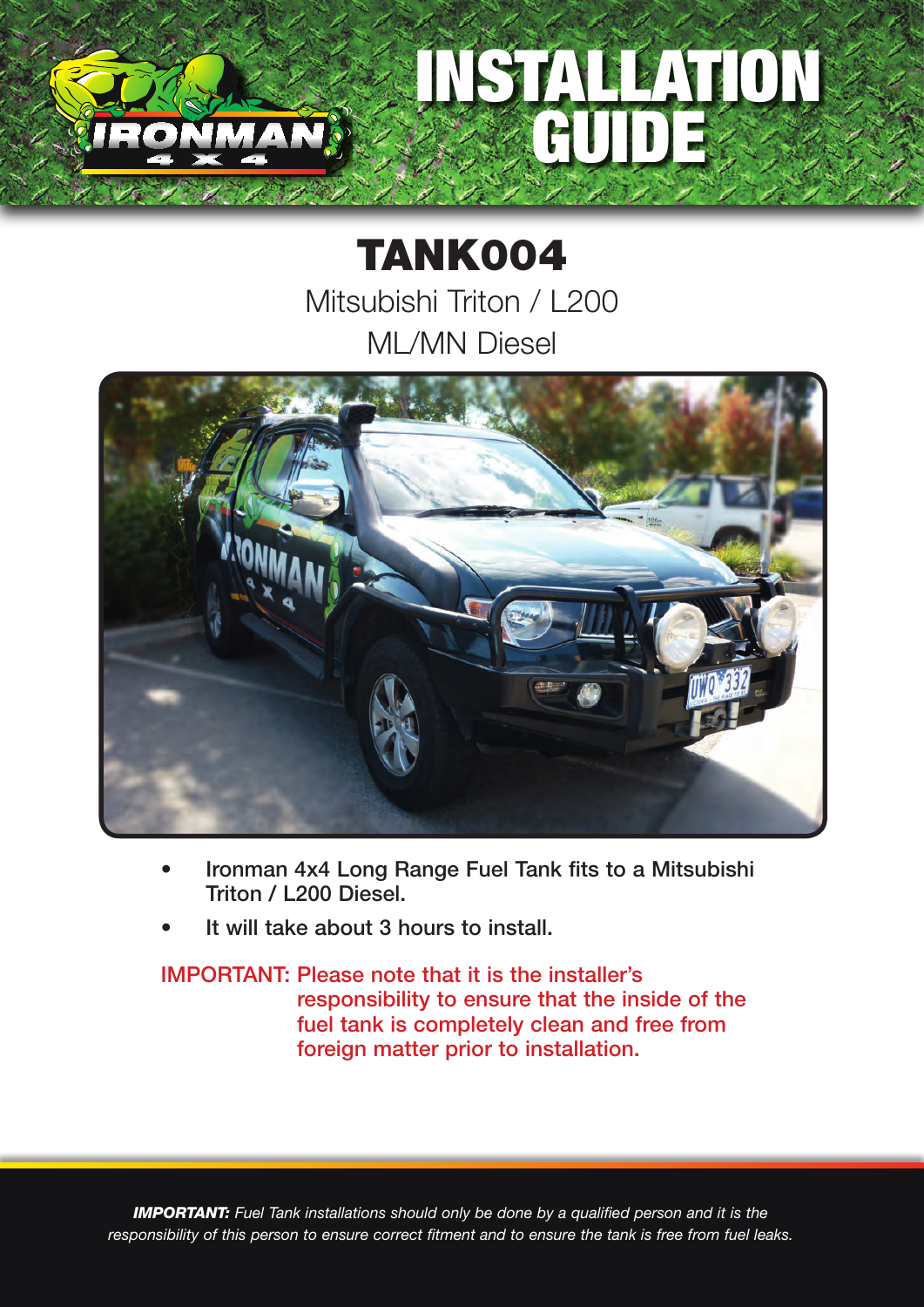# INSTALLATION GUIDE

## TANK004

Mitsubishi Triton / L200

ML/MN Diesel

- **Ironman 4x4 Long Range Fuel Tank fits to a Mitsubishi Triton / L200 Diesel.**
- **It will take about 3 hours to install.**

**IMPORTANT: Please note that it is the installer's responsibility to ensure that the inside of the fuel tank is completely clean and free from foreign matter prior to installation.**

***IMPORTANT:*** *Fuel Tank installations should only be done by a qualified person and it is the responsibility of this person to ensure correct fitment and to ensure the tank is free from fuel leaks.*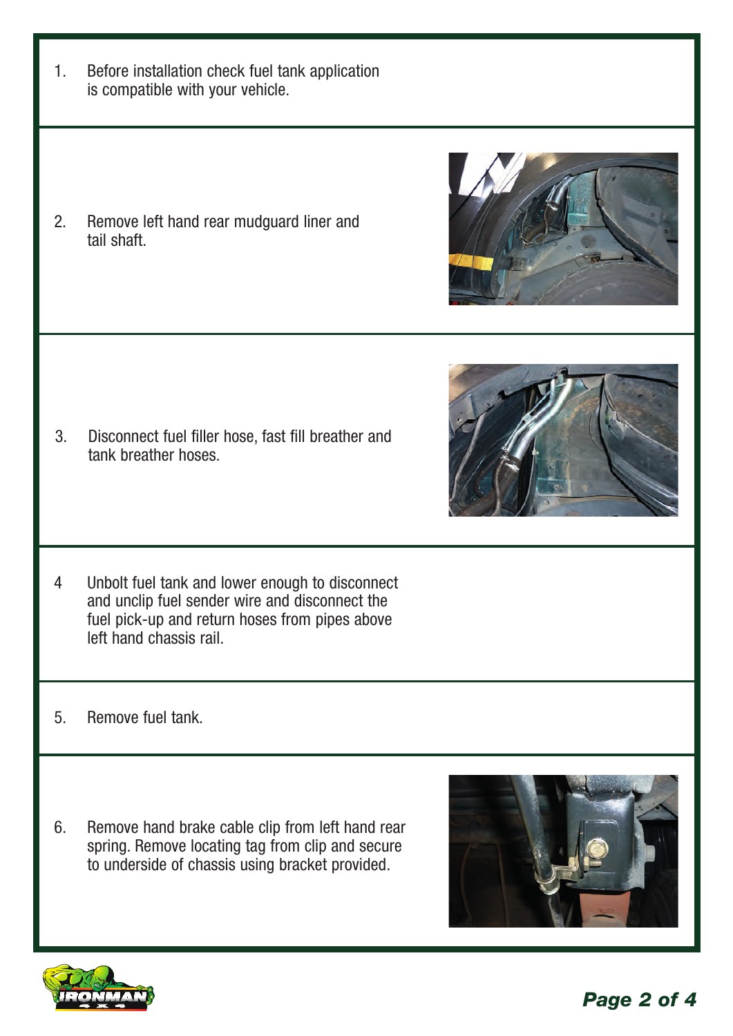1. Before installation check fuel tank application is compatible with your vehicle.

2. Remove left hand rear mudguard liner and tail shaft.

3. Disconnect fuel filler hose, fast fill breather and tank breather hoses.

4 Unbolt fuel tank and lower enough to disconnect and unclip fuel sender wire and disconnect the fuel pick-up and return hoses from pipes above left hand chassis rail.

5. Remove fuel tank.

6. Remove hand brake cable clip from left hand rear spring. Remove locating tag from clip and secure to underside of chassis using bracket provided.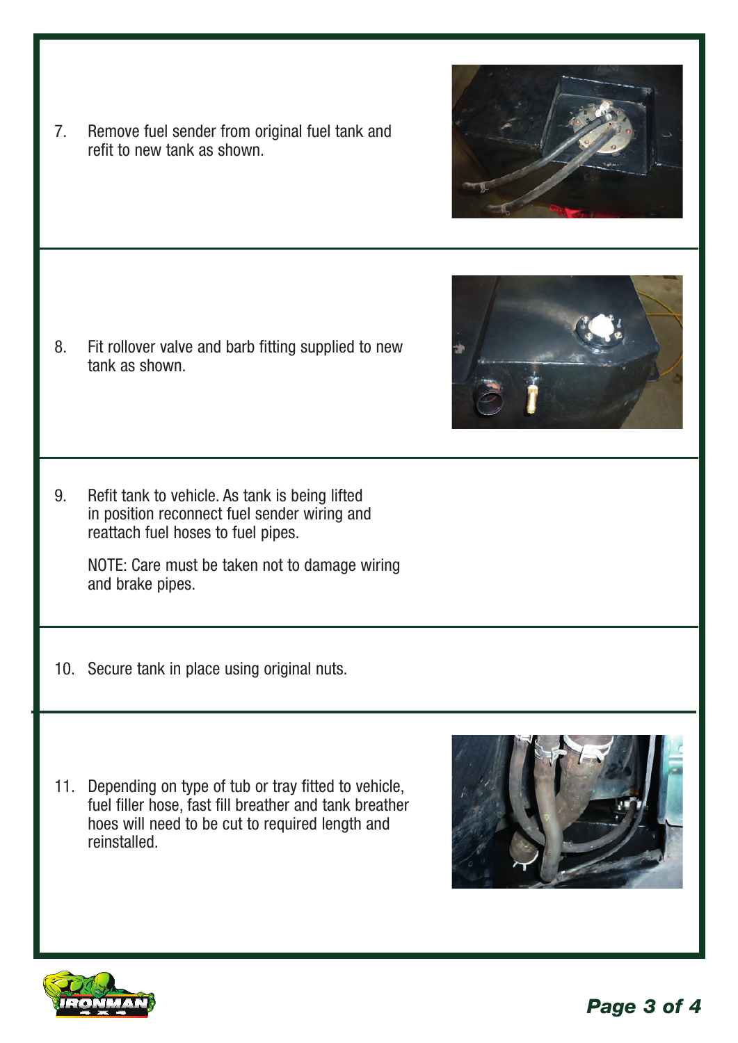7. Remove fuel sender from original fuel tank and refit to new tank as shown.

8. Fit rollover valve and barb fitting supplied to new tank as shown.

9. Refit tank to vehicle. As tank is being lifted in position reconnect fuel sender wiring and reattach fuel hoses to fuel pipes.

   NOTE: Care must be taken not to damage wiring and brake pipes.

10. Secure tank in place using original nuts.

11. Depending on type of tub or tray fitted to vehicle, fuel filler hose, fast fill breather and tank breather hoes will need to be cut to required length and reinstalled.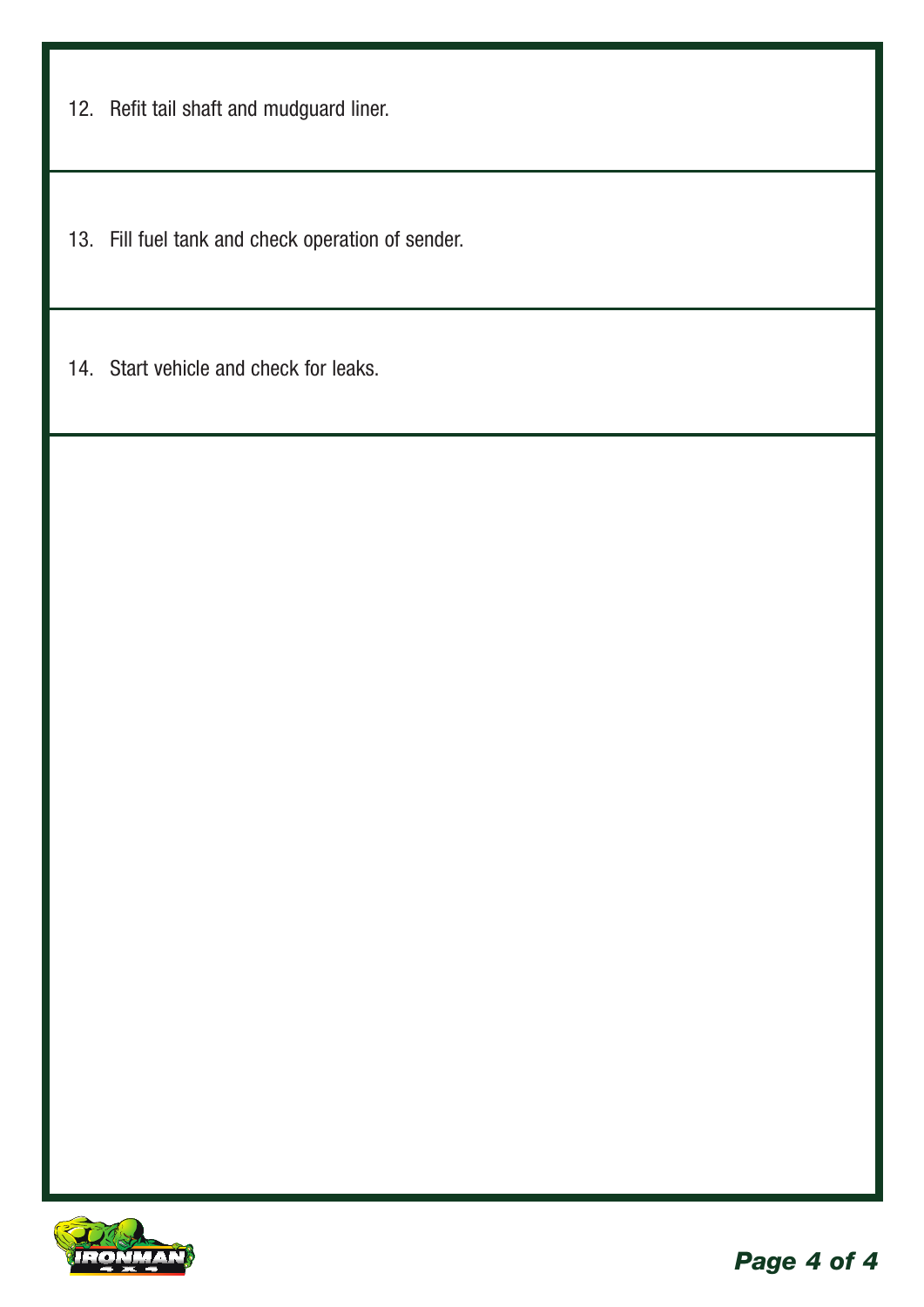12. Refit tail shaft and mudguard liner.

13. Fill fuel tank and check operation of sender.

14. Start vehicle and check for leaks.